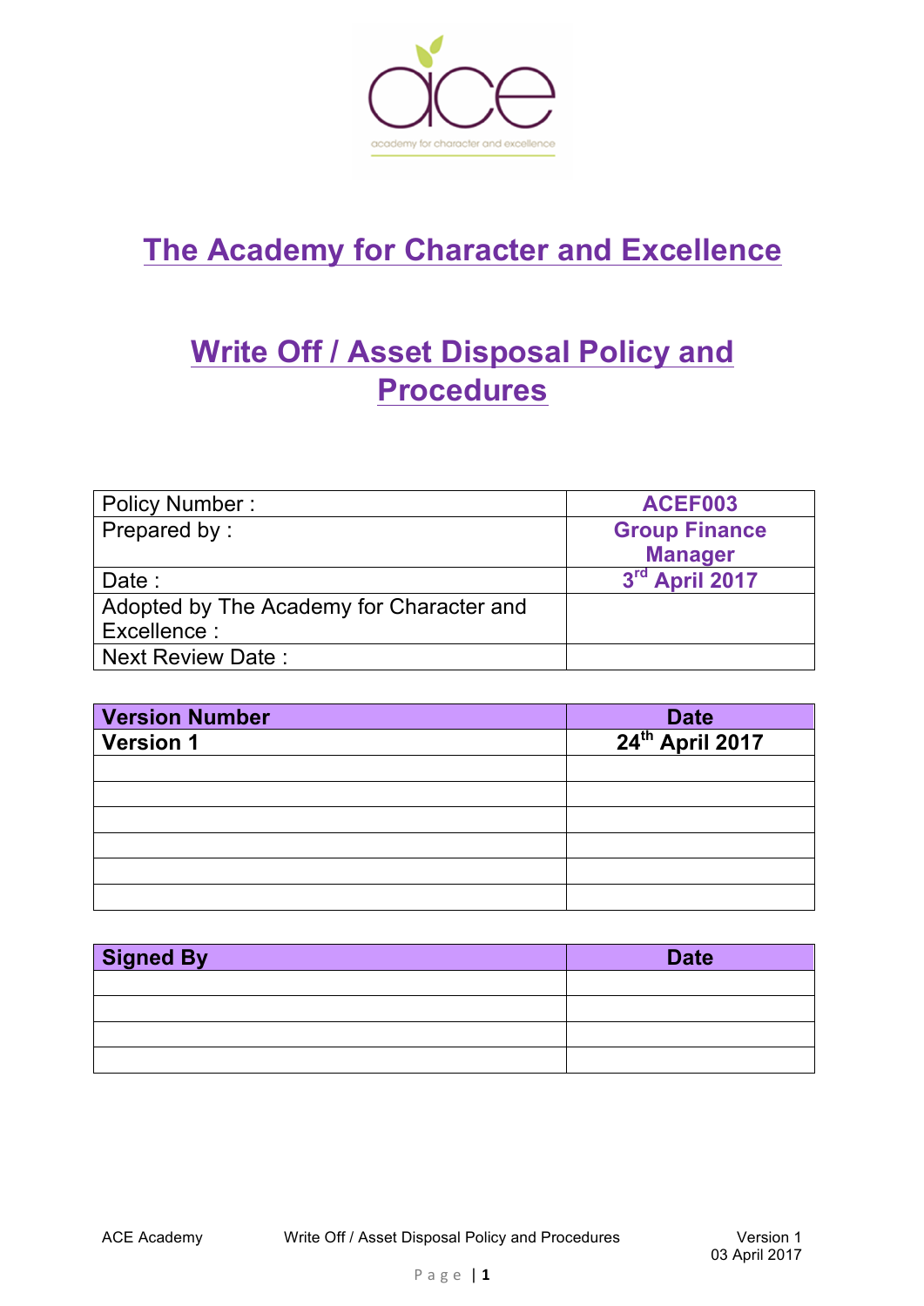# The Academy for Character and Excellence

## Write Off / Asset Disposal Policy and Procedures

| Policy Number : | ACEF003 |
|---|---|
| Prepared by : | Group Finance Manager |
| Date : | 3rd April 2017 |
| Adopted by The Academy for Character and Excellence : | |
| Next Review Date : | |

| Version Number | Date |
|---|---|
| Version 1 | 24th April 2017 |
| | |
| | |
| | |
| | |
| | |
| | |

| Signed By | Date |
|---|---|
| | |
| | |
| | |
| | |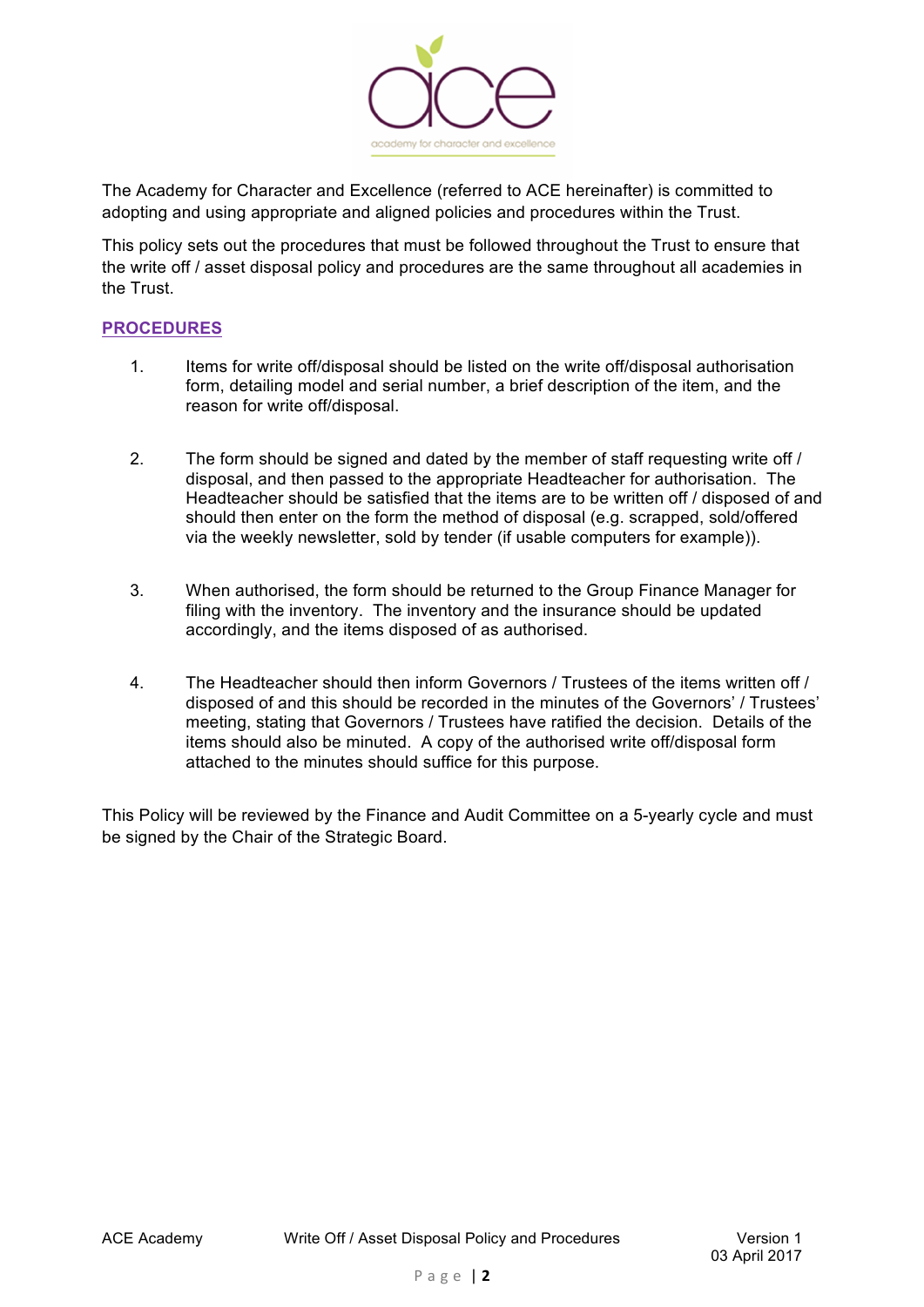The Academy for Character and Excellence (referred to ACE hereinafter) is committed to adopting and using appropriate and aligned policies and procedures within the Trust.

This policy sets out the procedures that must be followed throughout the Trust to ensure that the write off / asset disposal policy and procedures are the same throughout all academies in the Trust.

## PROCEDURES

1. Items for write off/disposal should be listed on the write off/disposal authorisation form, detailing model and serial number, a brief description of the item, and the reason for write off/disposal.

2. The form should be signed and dated by the member of staff requesting write off / disposal, and then passed to the appropriate Headteacher for authorisation. The Headteacher should be satisfied that the items are to be written off / disposed of and should then enter on the form the method of disposal (e.g. scrapped, sold/offered via the weekly newsletter, sold by tender (if usable computers for example)).

3. When authorised, the form should be returned to the Group Finance Manager for filing with the inventory. The inventory and the insurance should be updated accordingly, and the items disposed of as authorised.

4. The Headteacher should then inform Governors / Trustees of the items written off / disposed of and this should be recorded in the minutes of the Governors' / Trustees' meeting, stating that Governors / Trustees have ratified the decision. Details of the items should also be minuted. A copy of the authorised write off/disposal form attached to the minutes should suffice for this purpose.

This Policy will be reviewed by the Finance and Audit Committee on a 5-yearly cycle and must be signed by the Chair of the Strategic Board.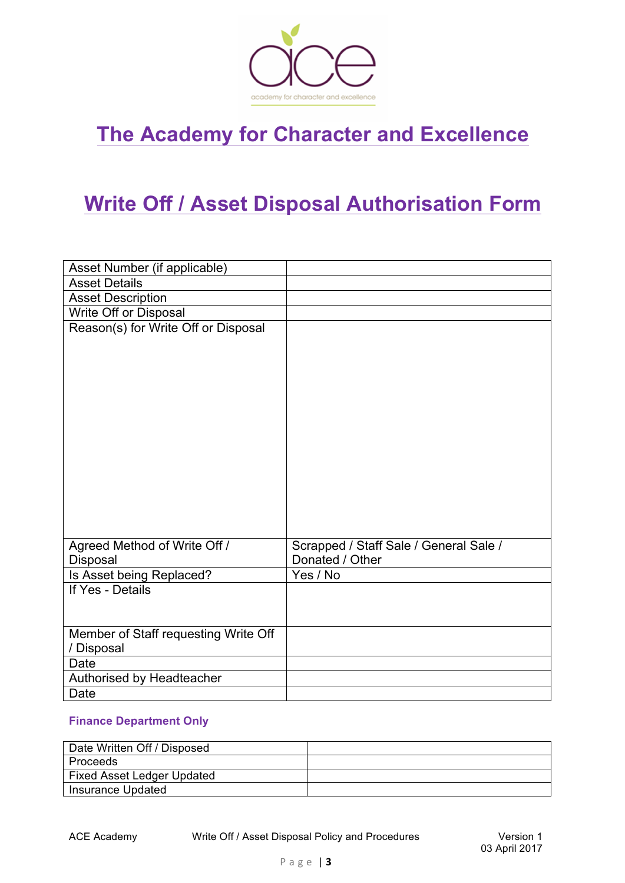# The Academy for Character and Excellence

# Write Off / Asset Disposal Authorisation Form

| | |
|---|---|
| Asset Number (if applicable) | |
| Asset Details | |
| Asset Description | |
| Write Off or Disposal | |
| Reason(s) for Write Off or Disposal | |
| Agreed Method of Write Off / Disposal | Scrapped / Staff Sale / General Sale / Donated / Other |
| Is Asset being Replaced? | Yes / No |
| If Yes - Details | |
| Member of Staff requesting Write Off / Disposal | |
| Date | |
| Authorised by Headteacher | |
| Date | |

**Finance Department Only**

| | |
|---|---|
| Date Written Off / Disposed | |
| Proceeds | |
| Fixed Asset Ledger Updated | |
| Insurance Updated | |